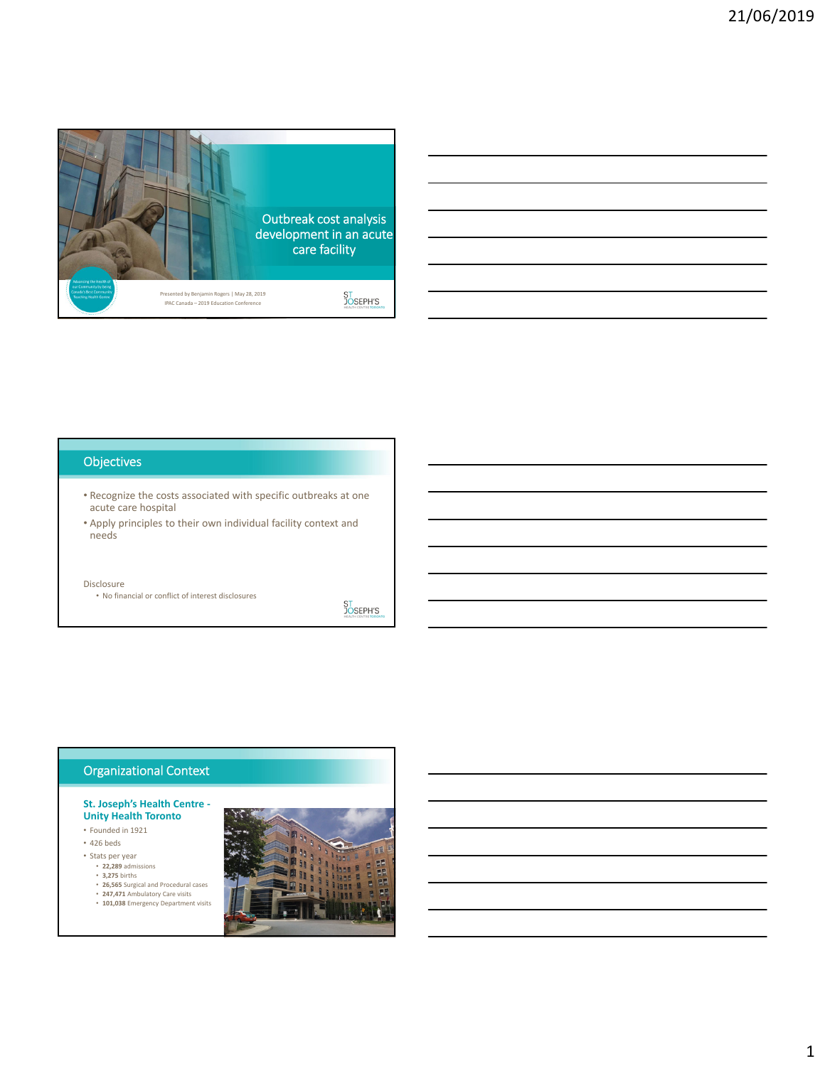# Outbreak cost analysis development in an acute care facility

Presented by Benjamin Rogers | May 28, 2019

IPAC Canada – 2019 Education Conference

## Objectives

- Recognize the costs associated with specific outbreaks at one acute care hospital
- Apply principles to their own individual facility context and needs

Disclosure

- No financial or conflict of interest disclosures

## Organizational Context

**St. Joseph's Health Centre - Unity Health Toronto**

- Founded in 1921
- 426 beds
- Stats per year
  - **22,289** admissions
  - **3,275** births
  - **26,565** Surgical and Procedural cases
  - **247,471** Ambulatory Care visits
  - **101,038** Emergency Department visits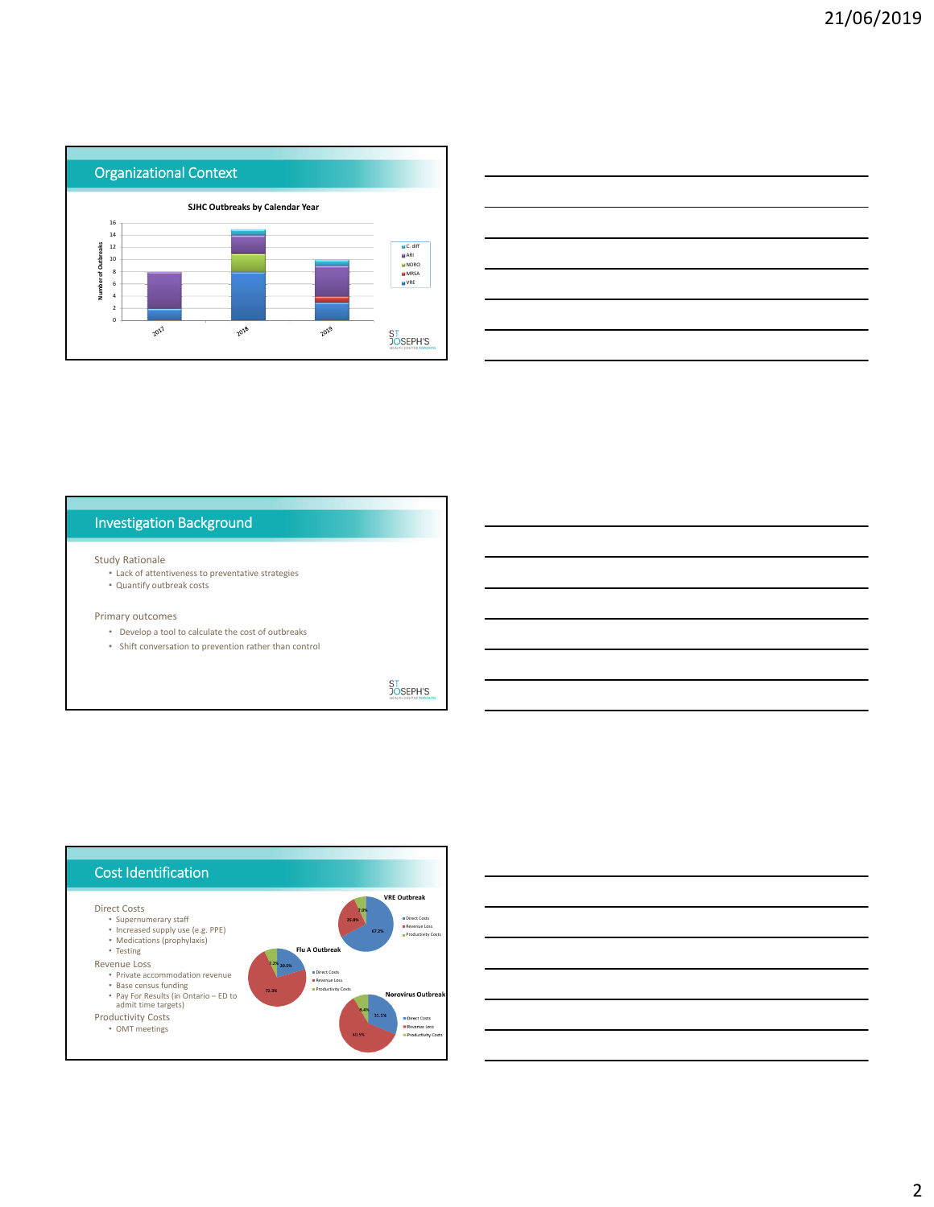## Organizational Context

**SJHC Outbreaks by Calendar Year**

Number of Outbreaks

Legend: C. diff, ARI, NORO, MRSA, VRE

2017, 2018, 2019

## Investigation Background

Study Rationale

- Lack of attentiveness to preventative strategies
- Quantify outbreak costs

Primary outcomes

- Develop a tool to calculate the cost of outbreaks
- Shift conversation to prevention rather than control

## Cost Identification

Direct Costs

- Supernumerary staff
- Increased supply use (e.g. PPE)
- Medications (prophylaxis)
- Testing

Revenue Loss

- Private accommodation revenue
- Base census funding
- Pay For Results (in Ontario – ED to admit time targets)

Productivity Costs

- OMT meetings

**VRE Outbreak**: Direct Costs 67.2%, Revenue Loss 25.8%, Productivity Costs 7.0%

**Flu A Outbreak**: Direct Costs 20.5%, Revenue Loss 72.3%, Productivity Costs 7.2%

**Norovirus Outbreak**: Direct Costs 31.1%, Revenue Loss 60.5%, Productivity Costs 8.4%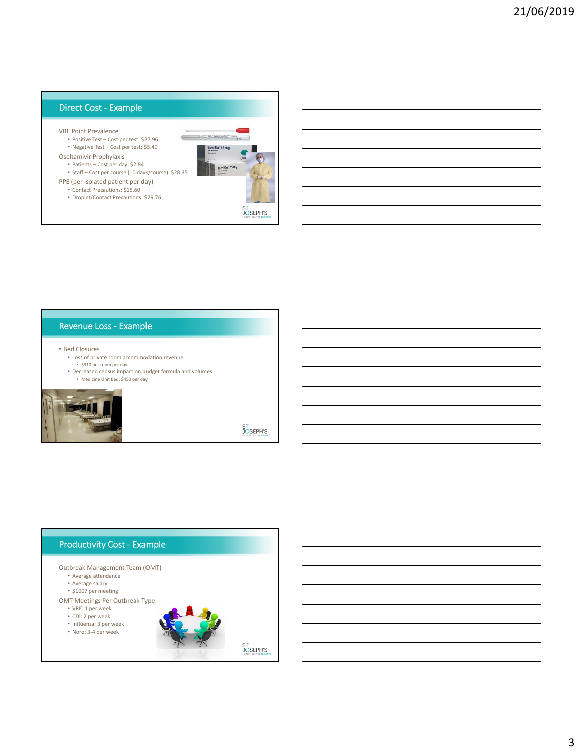## Direct Cost - Example

VRE Point Prevalence
- Positive Test – Cost per test: $27.96
- Negative Test – Cost per test: $5.40

Oseltamivir Prophylaxis
- Patients – Cost per day: $2.84
- Staff – Cost per course (10 days/course): $28.35

PPE (per isolated patient per day)
- Contact Precautions: $15.60
- Droplet/Contact Precautions: $29.76

## Revenue Loss - Example

- Bed Closures
  - Loss of private room accommodation revenue
    - $310 per room per day
  - Decreased census impact on budget formula and volumes
    - Medicine Unit Bed: $450 per day

## Productivity Cost - Example

Outbreak Management Team (OMT)
- Average attendance
- Average salary
- $1007 per meeting

OMT Meetings Per Outbreak Type
- VRE: 1 per week
- CDI: 2 per week
- Influenza: 3 per week
- Noro: 3-4 per week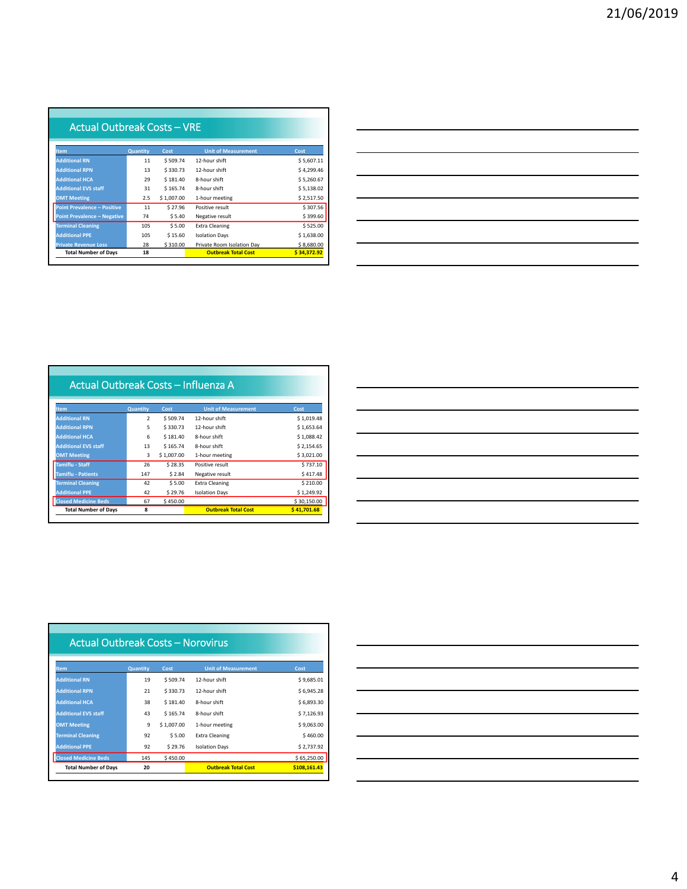## Actual Outbreak Costs – VRE

| Item | Quantity | Cost | Unit of Measurement | Cost |
|---|---|---|---|---|
| Additional RN | 11 | $ 509.74 | 12-hour shift | $ 5,607.11 |
| Additional RPN | 13 | $ 330.73 | 12-hour shift | $ 4,299.46 |
| Additional HCA | 29 | $ 181.40 | 8-hour shift | $ 5,260.67 |
| Additional EVS staff | 31 | $ 165.74 | 8-hour shift | $ 5,138.02 |
| OMT Meeting | 2.5 | $ 1,007.00 | 1-hour meeting | $ 2,517.50 |
| Point Prevalence – Positive | 11 | $ 27.96 | Positive result | $ 307.56 |
| Point Prevalence – Negative | 74 | $ 5.40 | Negative result | $ 399.60 |
| Terminal Cleaning | 105 | $ 5.00 | Extra Cleaning | $ 525.00 |
| Additional PPE | 105 | $ 15.60 | Isolation Days | $ 1,638.00 |
| Private Revenue Loss | 28 | $ 310.00 | Private Room Isolation Day | $ 8,680.00 |
| **Total Number of Days** | **18** | | **Outbreak Total Cost** | **$ 34,372.92** |

## Actual Outbreak Costs – Influenza A

| Item | Quantity | Cost | Unit of Measurement | Cost |
|---|---|---|---|---|
| Additional RN | 2 | $ 509.74 | 12-hour shift | $ 1,019.48 |
| Additional RPN | 5 | $ 330.73 | 12-hour shift | $ 1,653.64 |
| Additional HCA | 6 | $ 181.40 | 8-hour shift | $ 1,088.42 |
| Additional EVS staff | 13 | $ 165.74 | 8-hour shift | $ 2,154.65 |
| OMT Meeting | 3 | $ 1,007.00 | 1-hour meeting | $ 3,021.00 |
| Tamiflu - Staff | 26 | $ 28.35 | Positive result | $ 737.10 |
| Tamiflu - Patients | 147 | $ 2.84 | Negative result | $ 417.48 |
| Terminal Cleaning | 42 | $ 5.00 | Extra Cleaning | $ 210.00 |
| Additional PPE | 42 | $ 29.76 | Isolation Days | $ 1,249.92 |
| Closed Medicine Beds | 67 | $ 450.00 | | $ 30,150.00 |
| **Total Number of Days** | **8** | | **Outbreak Total Cost** | **$ 41,701.68** |

## Actual Outbreak Costs – Norovirus

| Item | Quantity | Cost | Unit of Measurement | Cost |
|---|---|---|---|---|
| Additional RN | 19 | $ 509.74 | 12-hour shift | $ 9,685.01 |
| Additional RPN | 21 | $ 330.73 | 12-hour shift | $ 6,945.28 |
| Additional HCA | 38 | $ 181.40 | 8-hour shift | $ 6,893.30 |
| Additional EVS staff | 43 | $ 165.74 | 8-hour shift | $ 7,126.93 |
| OMT Meeting | 9 | $ 1,007.00 | 1-hour meeting | $ 9,063.00 |
| Terminal Cleaning | 92 | $ 5.00 | Extra Cleaning | $ 460.00 |
| Additional PPE | 92 | $ 29.76 | Isolation Days | $ 2,737.92 |
| Closed Medicine Beds | 145 | $ 450.00 | | $ 65,250.00 |
| **Total Number of Days** | **20** | | **Outbreak Total Cost** | **$108,161.43** |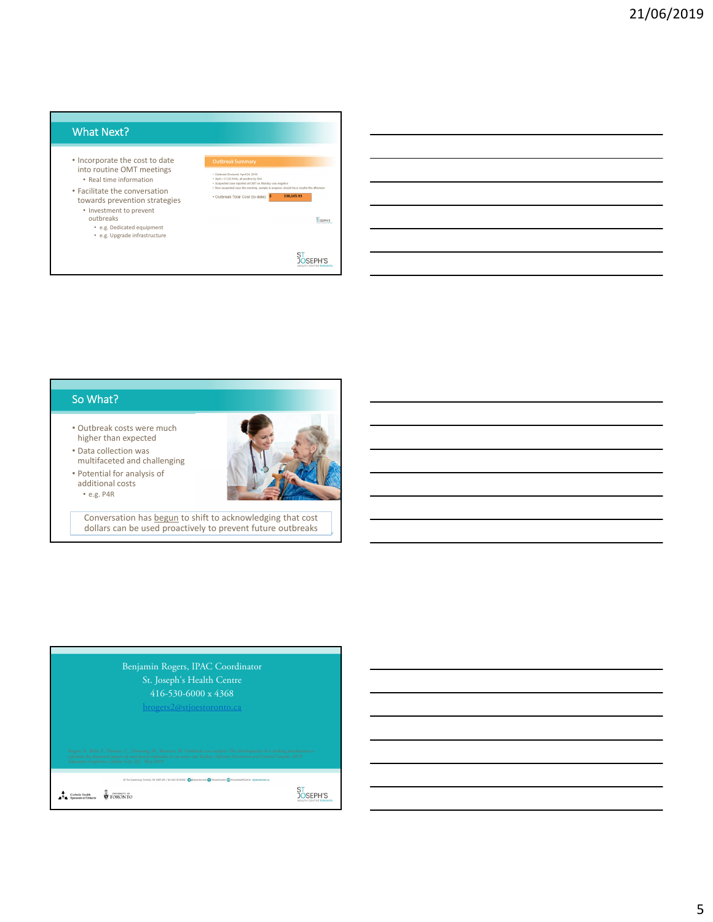## What Next?

- Incorporate the cost to date into routine OMT meetings
  - Real time information
- Facilitate the conversation towards prevention strategies
  - Investment to prevent outbreaks
    - e.g. Dedicated equipment
    - e.g. Upgrade infrastructure

Outbreak Summary

- Outbreak Declared: April 24, 2019
- April – 3 CDI RAIs, all positive by EIA
- Suspected case reported at OMT on Monday was negative
- New suspected case this morning, sample in progress should have results this afternoon

- Outbreak Total Cost (to date): $ 38,105.93

## So What?

- Outbreak costs were much higher than expected
- Data collection was multifaceted and challenging
- Potential for analysis of additional costs
  - e.g. P4R

Conversation has begun to shift to acknowledging that cost dollars can be used proactively to prevent future outbreaks

Benjamin Rogers, IPAC Coordinator
St. Joseph's Health Centre
416-530-6000 x 4368
brogers2@stjoestoronto.ca